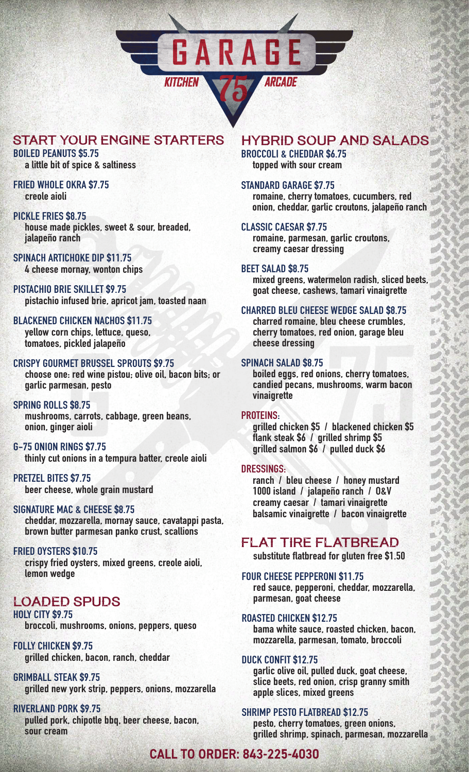# GARAGE 75

KITCHEN ARCADE

## START YOUR ENGINE STARTERS

**BOILED PEANUTS $5.75**
a little bit of spice & saltiness

**FRIED WHOLE OKRA $7.75**
creole aioli

**PICKLE FRIES $8.75**
house made pickles, sweet & sour, breaded, jalapeño ranch

**SPINACH ARTICHOKE DIP $11.75**
4 cheese mornay, wonton chips

**PISTACHIO BRIE SKILLET $9.75**
pistachio infused brie, apricot jam, toasted naan

**BLACKENED CHICKEN NACHOS $11.75**
yellow corn chips, lettuce, queso, tomatoes, pickled jalapeño

**CRISPY GOURMET BRUSSEL SPROUTS $9.75**
choose one: red wine pistou; olive oil, bacon bits; or garlic parmesan, pesto

**SPRING ROLLS $8.75**
mushrooms, carrots, cabbage, green beans, onion, ginger aioli

**G-75 ONION RINGS $7.75**
thinly cut onions in a tempura batter, creole aioli

**PRETZEL BITES $7.75**
beer cheese, whole grain mustard

**SIGNATURE MAC & CHEESE $8.75**
cheddar, mozzarella, mornay sauce, cavatappi pasta, brown butter parmesan panko crust, scallions

**FRIED OYSTERS $10.75**
crispy fried oysters, mixed greens, creole aioli, lemon wedge

## LOADED SPUDS

**HOLY CITY $9.75**
broccoli, mushrooms, onions, peppers, queso

**FOLLY CHICKEN $9.75**
grilled chicken, bacon, ranch, cheddar

**GRIMBALL STEAK $9.75**
grilled new york strip, peppers, onions, mozzarella

**RIVERLAND PORK $9.75**
pulled pork, chipotle bbq, beer cheese, bacon, sour cream

## HYBRID SOUP AND SALADS

**BROCCOLI & CHEDDAR $6.75**
topped with sour cream

**STANDARD GARAGE $7.75**
romaine, cherry tomatoes, cucumbers, red onion, cheddar, garlic croutons, jalapeño ranch

**CLASSIC CAESAR $7.75**
romaine, parmesan, garlic croutons, creamy caesar dressing

**BEET SALAD $8.75**
mixed greens, watermelon radish, sliced beets, goat cheese, cashews, tamari vinaigrette

**CHARRED BLEU CHEESE WEDGE SALAD $8.75**
charred romaine, bleu cheese crumbles, cherry tomatoes, red onion, garage bleu cheese dressing

**SPINACH SALAD $8.75**
boiled eggs, red onions, cherry tomatoes, candied pecans, mushrooms, warm bacon vinaigrette

**PROTEINS:**
grilled chicken $5 / blackened chicken $5
flank steak $6 / grilled shrimp $5
grilled salmon $6 / pulled duck $6

**DRESSINGS:**
ranch / bleu cheese / honey mustard
1000 island / jalapeño ranch / O&V
creamy caesar / tamari vinaigrette
balsamic vinaigrette / bacon vinaigrette

## FLAT TIRE FLATBREAD

substitute flatbread for gluten free $1.50

**FOUR CHEESE PEPPERONI $11.75**
red sauce, pepperoni, cheddar, mozzarella, parmesan, goat cheese

**ROASTED CHICKEN $12.75**
bama white sauce, roasted chicken, bacon, mozzarella, parmesan, tomato, broccoli

**DUCK CONFIT $12.75**
garlic olive oil, pulled duck, goat cheese, slice beets, red onion, crisp granny smith apple slices, mixed greens

**SHRIMP PESTO FLATBREAD $12.75**
pesto, cherry tomatoes, green onions, grilled shrimp, spinach, parmesan, mozzarella

**CALL TO ORDER: 843-225-4030**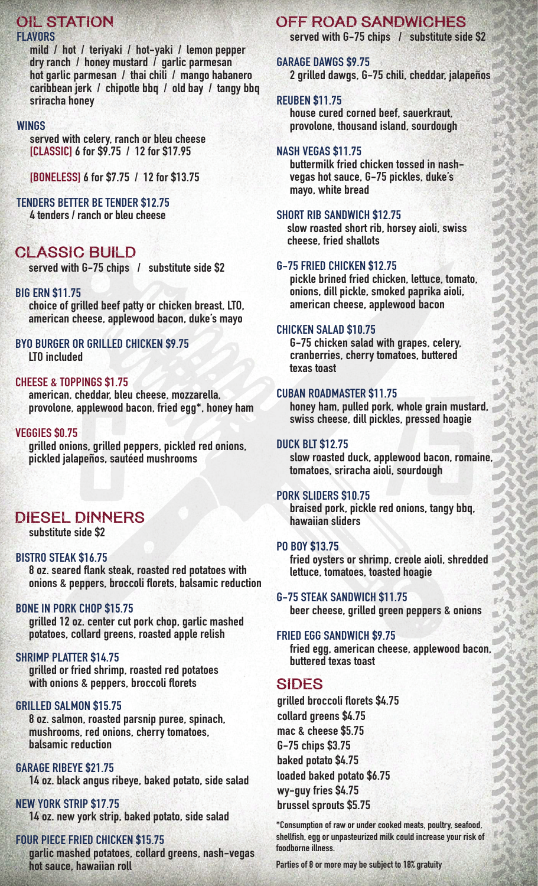## OIL STATION

### FLAVORS

mild / hot / teriyaki / hot-yaki / lemon pepper
dry ranch / honey mustard / garlic parmesan
hot garlic parmesan / thai chili / mango habanero
caribbean jerk / chipotle bbq / old bay / tangy bbq
sriracha honey

### WINGS

served with celery, ranch or bleu cheese
[CLASSIC] 6 for $9.75 / 12 for $17.95

[BONELESS] 6 for $7.75 / 12 for $13.75

### TENDERS BETTER BE TENDER $12.75

4 tenders / ranch or bleu cheese

## CLASSIC BUILD

served with G-75 chips / substitute side $2

### BIG ERN $11.75

choice of grilled beef patty or chicken breast, LTO, american cheese, applewood bacon, duke's mayo

### BYO BURGER OR GRILLED CHICKEN $9.75

LTO included

### CHEESE & TOPPINGS $1.75

american, cheddar, bleu cheese, mozzarella, provolone, applewood bacon, fried egg*, honey ham

### VEGGIES $0.75

grilled onions, grilled peppers, pickled red onions, pickled jalapeños, sautéed mushrooms

## DIESEL DINNERS

substitute side $2

### BISTRO STEAK $16.75

8 oz. seared flank steak, roasted red potatoes with onions & peppers, broccoli florets, balsamic reduction

### BONE IN PORK CHOP $15.75

grilled 12 oz. center cut pork chop, garlic mashed potatoes, collard greens, roasted apple relish

### SHRIMP PLATTER $14.75

grilled or fried shrimp, roasted red potatoes with onions & peppers, broccoli florets

### GRILLED SALMON $15.75

8 oz. salmon, roasted parsnip puree, spinach, mushrooms, red onions, cherry tomatoes, balsamic reduction

### GARAGE RIBEYE $21.75

14 oz. black angus ribeye, baked potato, side salad

### NEW YORK STRIP $17.75

14 oz. new york strip, baked potato, side salad

### FOUR PIECE FRIED CHICKEN $15.75

garlic mashed potatoes, collard greens, nash-vegas hot sauce, hawaiian roll

## OFF ROAD SANDWICHES

served with G-75 chips / substitute side $2

### GARAGE DAWGS $9.75

2 grilled dawgs, G-75 chili, cheddar, jalapeños

### REUBEN $11.75

house cured corned beef, sauerkraut, provolone, thousand island, sourdough

### NASH VEGAS $11.75

buttermilk fried chicken tossed in nash-vegas hot sauce, G-75 pickles, duke's mayo, white bread

### SHORT RIB SANDWICH $12.75

slow roasted short rib, horsey aioli, swiss cheese, fried shallots

### G-75 FRIED CHICKEN $12.75

pickle brined fried chicken, lettuce, tomato, onions, dill pickle, smoked paprika aioli, american cheese, applewood bacon

### CHICKEN SALAD $10.75

G-75 chicken salad with grapes, celery, cranberries, cherry tomatoes, buttered texas toast

### CUBAN ROADMASTER $11.75

honey ham, pulled pork, whole grain mustard, swiss cheese, dill pickles, pressed hoagie

### DUCK BLT $12.75

slow roasted duck, applewood bacon, romaine, tomatoes, sriracha aioli, sourdough

### PORK SLIDERS $10.75

braised pork, pickle red onions, tangy bbq, hawaiian sliders

### PO BOY $13.75

fried oysters or shrimp, creole aioli, shredded lettuce, tomatoes, toasted hoagie

### G-75 STEAK SANDWICH $11.75

beer cheese, grilled green peppers & onions

### FRIED EGG SANDWICH $9.75

fried egg, american cheese, applewood bacon, buttered texas toast

## SIDES

grilled broccoli florets $4.75
collard greens $4.75
mac & cheese $5.75
G-75 chips $3.75
baked potato $4.75
loaded baked potato $6.75
wy-guy fries $4.75
brussel sprouts $5.75

*Consumption of raw or under cooked meats, poultry, seafood, shellfish, egg or unpasteurized milk could increase your risk of foodborne illness.

Parties of 8 or more may be subject to 18% gratuity